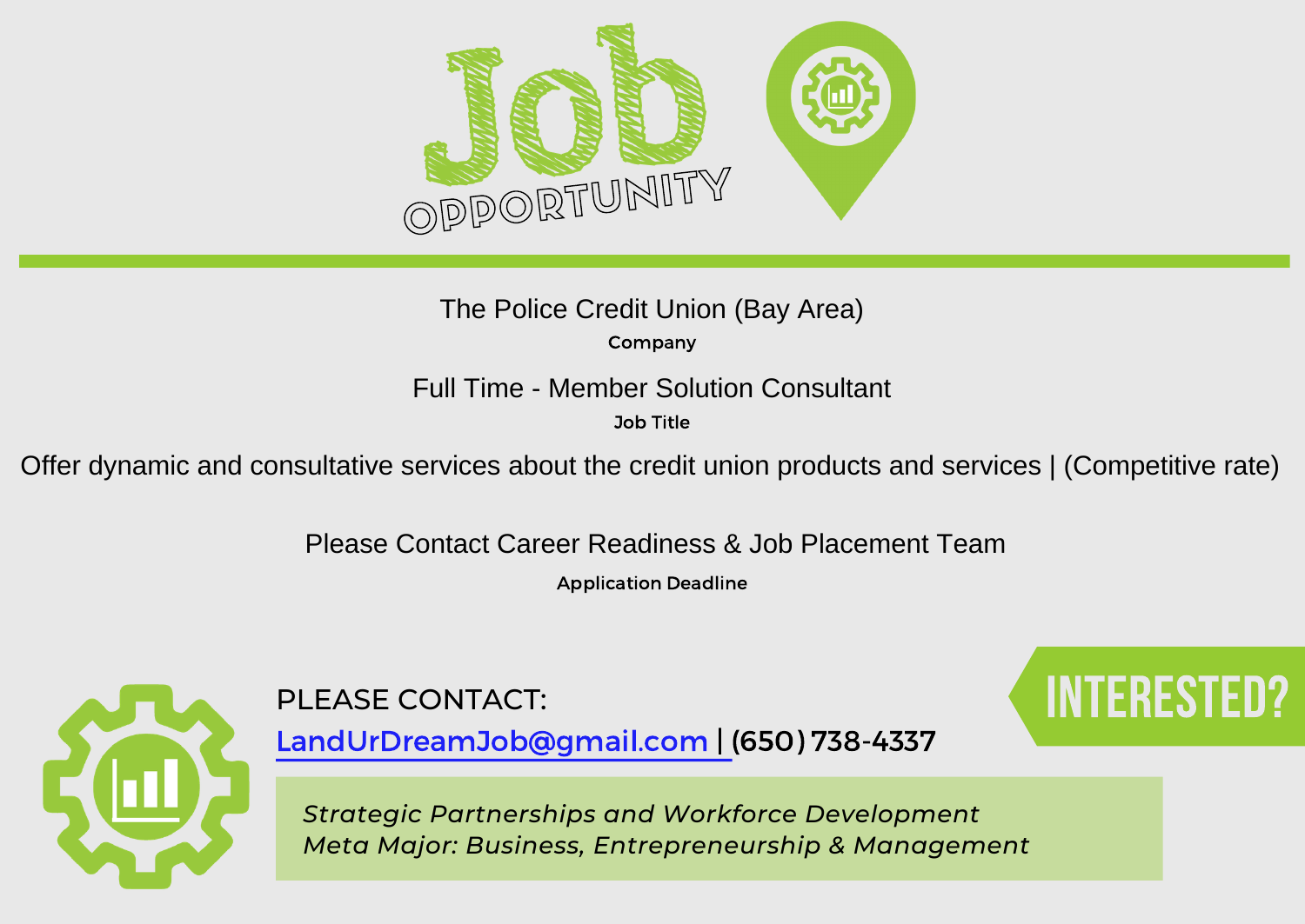# Job Opportunity

The Police Credit Union (Bay Area)

**Company**

Full Time - Member Solution Consultant

**Job Title**

Offer dynamic and consultative services about the credit union products and services | (Competitive rate)

Please Contact Career Readiness & Job Placement Team

**Application Deadline**

## INTERESTED?

PLEASE CONTACT:

LandUrDreamJob@gmail.com | (650) 738-4337

*Strategic Partnerships and Workforce Development*
*Meta Major: Business, Entrepreneurship & Management*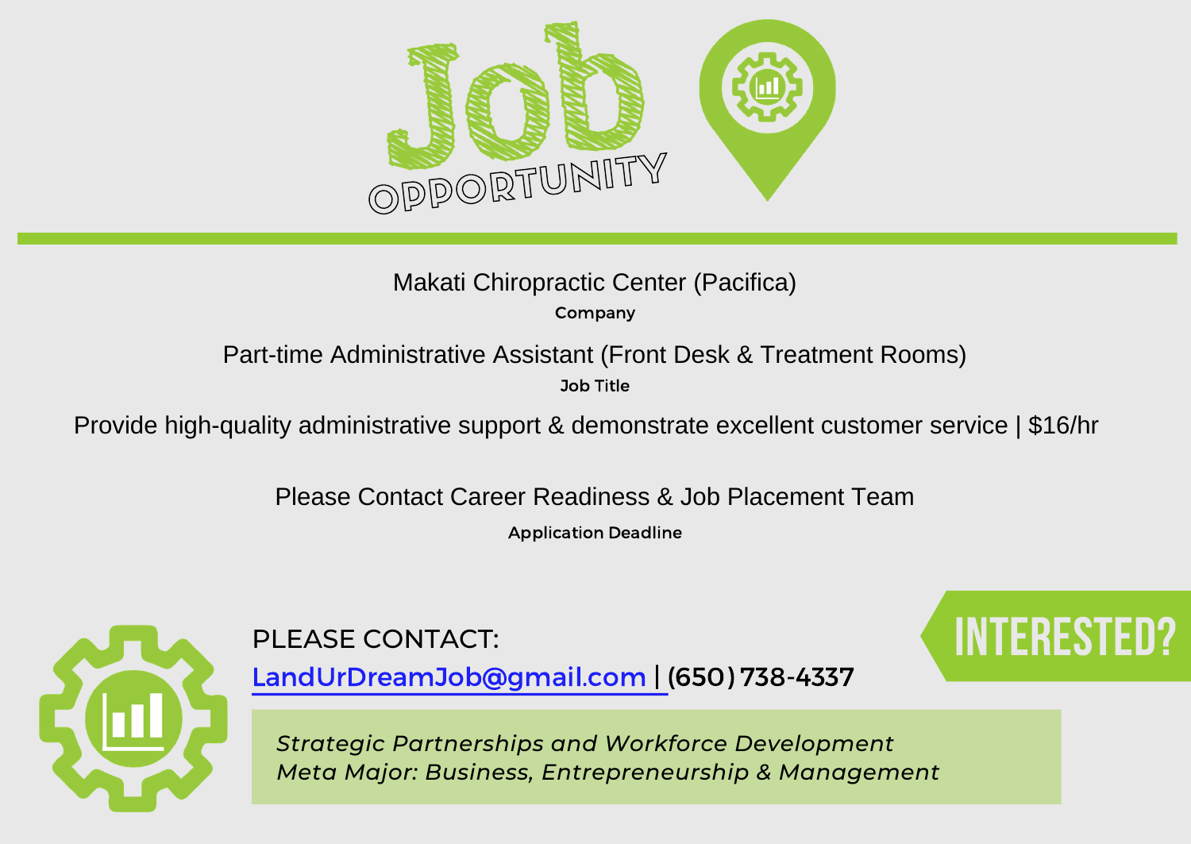# Job Opportunity

Makati Chiropractic Center (Pacifica)

**Company**

Part-time Administrative Assistant (Front Desk & Treatment Rooms)

**Job Title**

Provide high-quality administrative support & demonstrate excellent customer service | $16/hr

Please Contact Career Readiness & Job Placement Team

**Application Deadline**

PLEASE CONTACT:

LandUrDreamJob@gmail.com | (650) 738-4337

INTERESTED?

*Strategic Partnerships and Workforce Development*
*Meta Major: Business, Entrepreneurship & Management*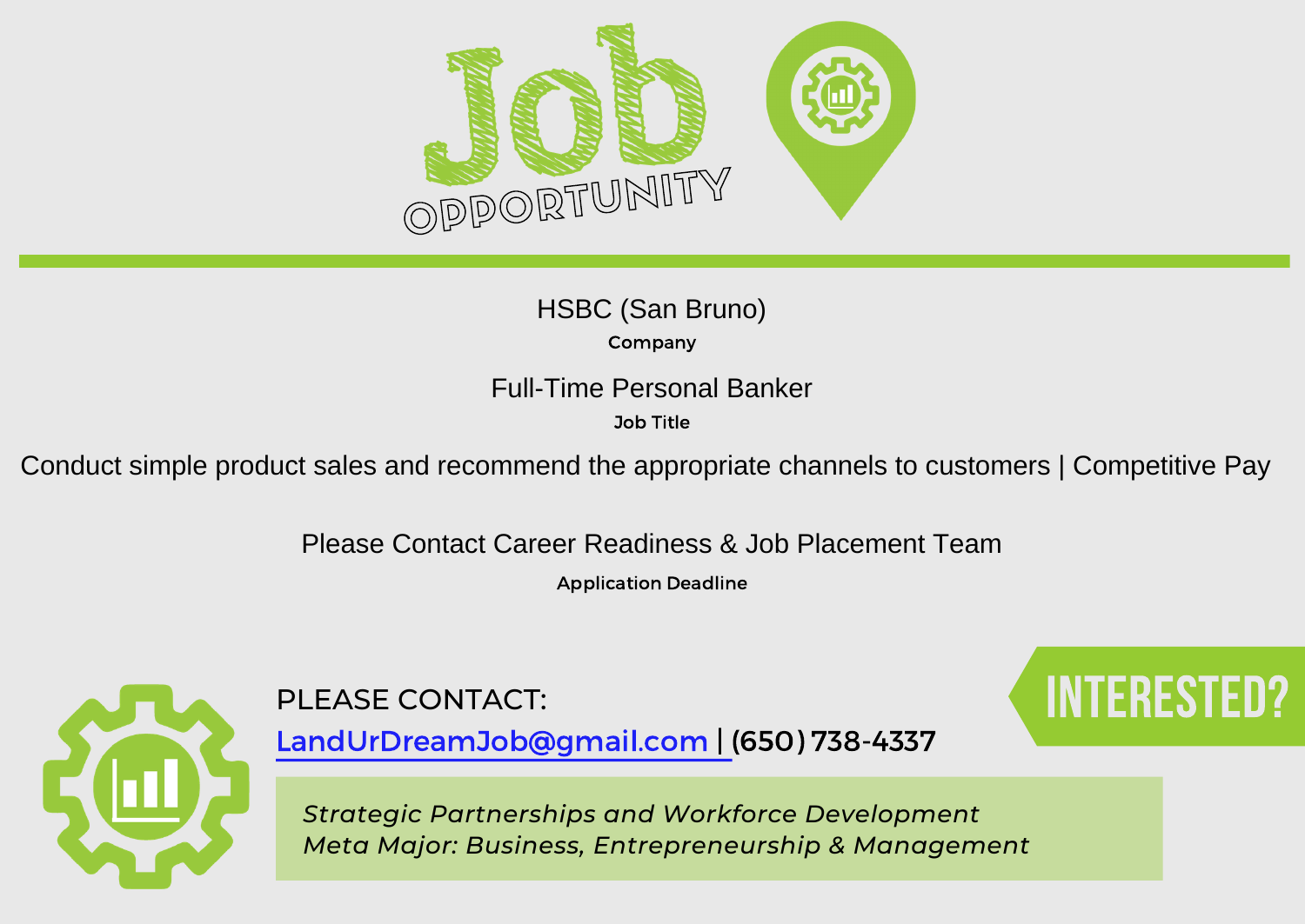# Job Opportunity

HSBC (San Bruno)

**Company**

Full-Time Personal Banker

**Job Title**

Conduct simple product sales and recommend the appropriate channels to customers | Competitive Pay

Please Contact Career Readiness & Job Placement Team

**Application Deadline**

INTERESTED?

PLEASE CONTACT:

LandUrDreamJob@gmail.com | (650) 738-4337

*Strategic Partnerships and Workforce Development*
*Meta Major: Business, Entrepreneurship & Management*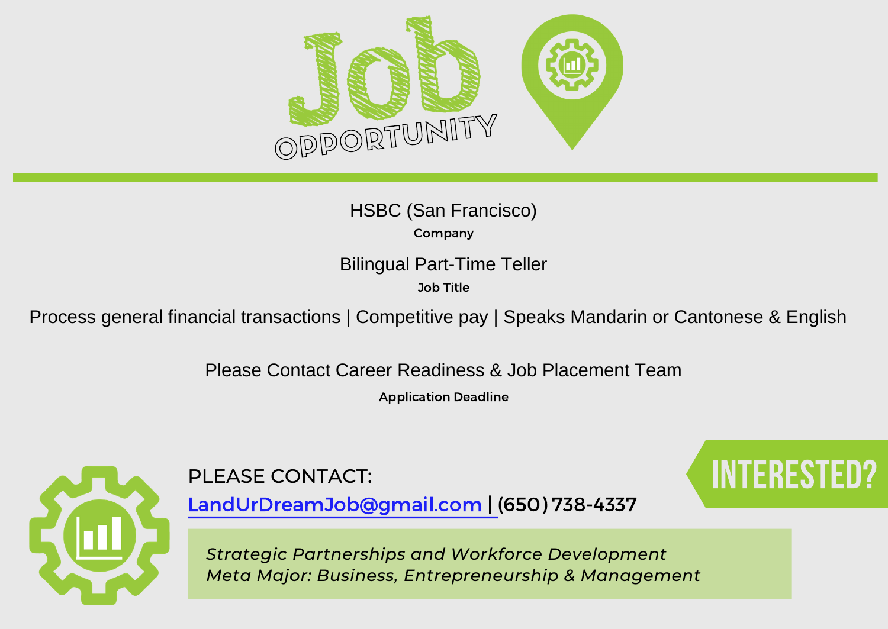# Job OPPORTUNITY

HSBC (San Francisco)

**Company**

Bilingual Part-Time Teller

**Job Title**

Process general financial transactions | Competitive pay | Speaks Mandarin or Cantonese & English

Please Contact Career Readiness & Job Placement Team

**Application Deadline**

**INTERESTED?**

PLEASE CONTACT:

LandUrDreamJob@gmail.com | (650) 738-4337

*Strategic Partnerships and Workforce Development*
*Meta Major: Business, Entrepreneurship & Management*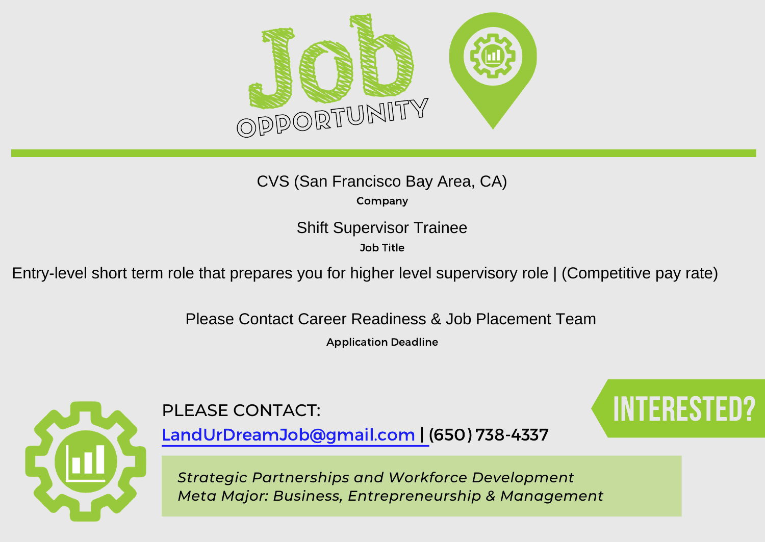# Job OPPORTUNITY

CVS (San Francisco Bay Area, CA)

**Company**

Shift Supervisor Trainee

**Job Title**

Entry-level short term role that prepares you for higher level supervisory role | (Competitive pay rate)

Please Contact Career Readiness & Job Placement Team

**Application Deadline**

**INTERESTED?**

PLEASE CONTACT:

LandUrDreamJob@gmail.com | (650) 738-4337

*Strategic Partnerships and Workforce Development*
*Meta Major: Business, Entrepreneurship & Management*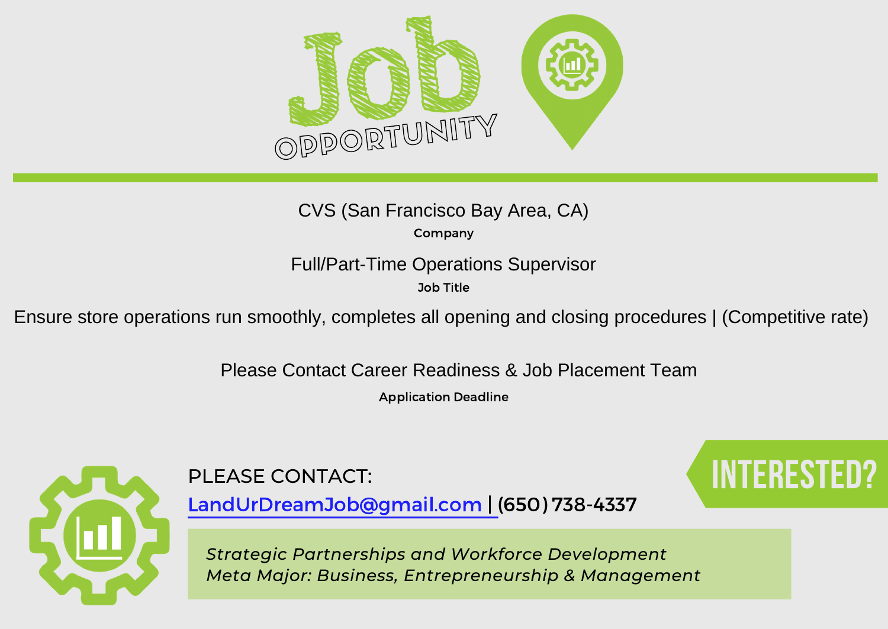# Job OPPORTUNITY

CVS (San Francisco Bay Area, CA)

**Company**

Full/Part-Time Operations Supervisor

**Job Title**

Ensure store operations run smoothly, completes all opening and closing procedures | (Competitive rate)

Please Contact Career Readiness & Job Placement Team

**Application Deadline**

PLEASE CONTACT:

LandUrDreamJob@gmail.com | (650) 738-4337

INTERESTED?

*Strategic Partnerships and Workforce Development*
*Meta Major: Business, Entrepreneurship & Management*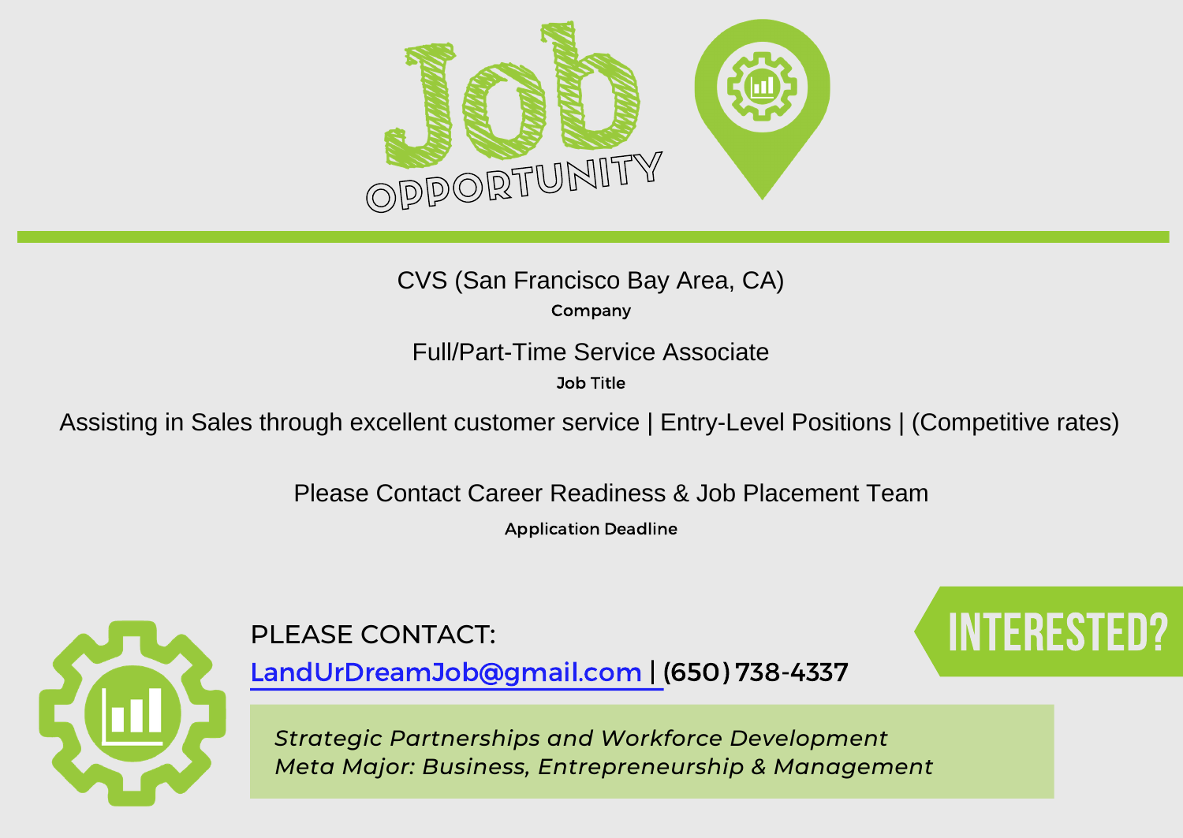# Job Opportunity

CVS (San Francisco Bay Area, CA)

**Company**

Full/Part-Time Service Associate

**Job Title**

Assisting in Sales through excellent customer service | Entry-Level Positions | (Competitive rates)

Please Contact Career Readiness & Job Placement Team

**Application Deadline**

## INTERESTED?

PLEASE CONTACT:

LandUrDreamJob@gmail.com | (650) 738-4337

*Strategic Partnerships and Workforce Development*
*Meta Major: Business, Entrepreneurship & Management*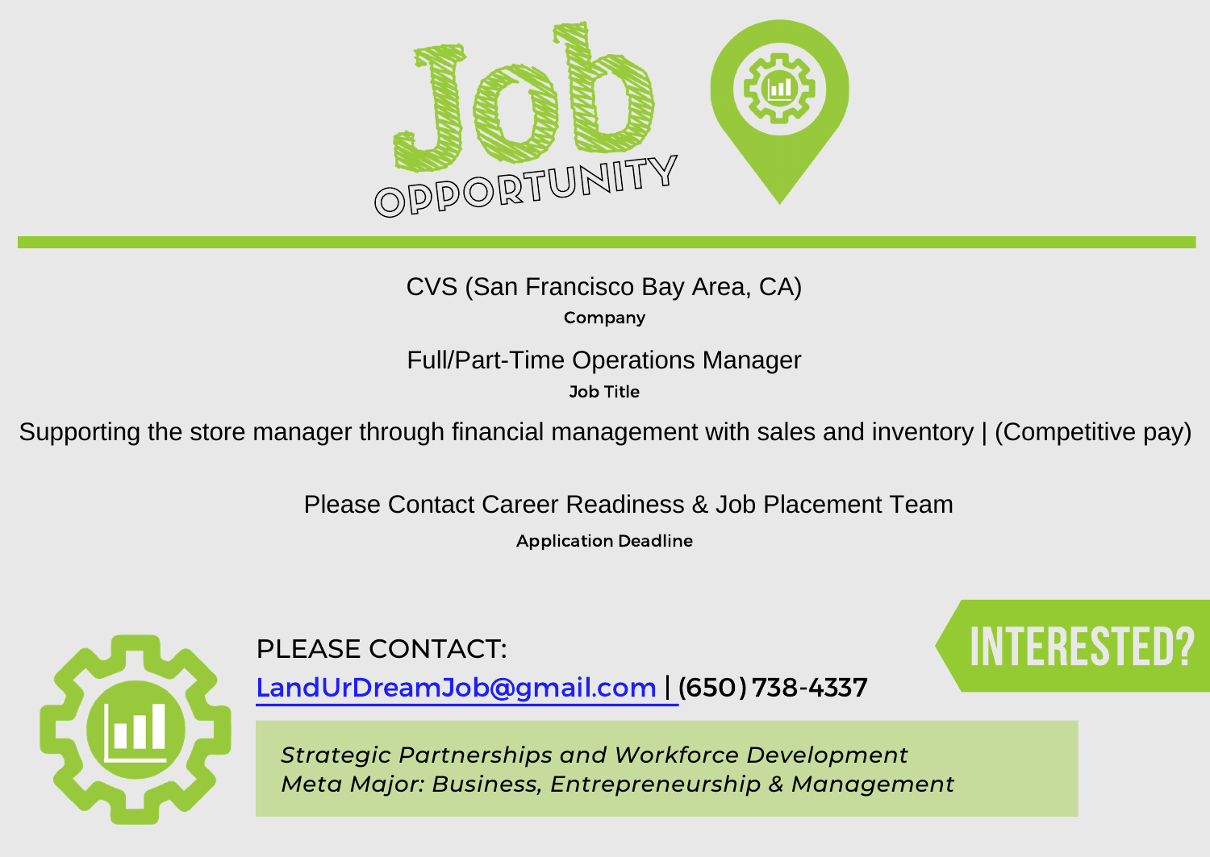# Job Opportunity

CVS (San Francisco Bay Area, CA)

**Company**

Full/Part-Time Operations Manager

**Job Title**

Supporting the store manager through financial management with sales and inventory | (Competitive pay)

Please Contact Career Readiness & Job Placement Team

**Application Deadline**

INTERESTED?

PLEASE CONTACT:

LandUrDreamJob@gmail.com | (650) 738-4337

*Strategic Partnerships and Workforce Development*
*Meta Major: Business, Entrepreneurship & Management*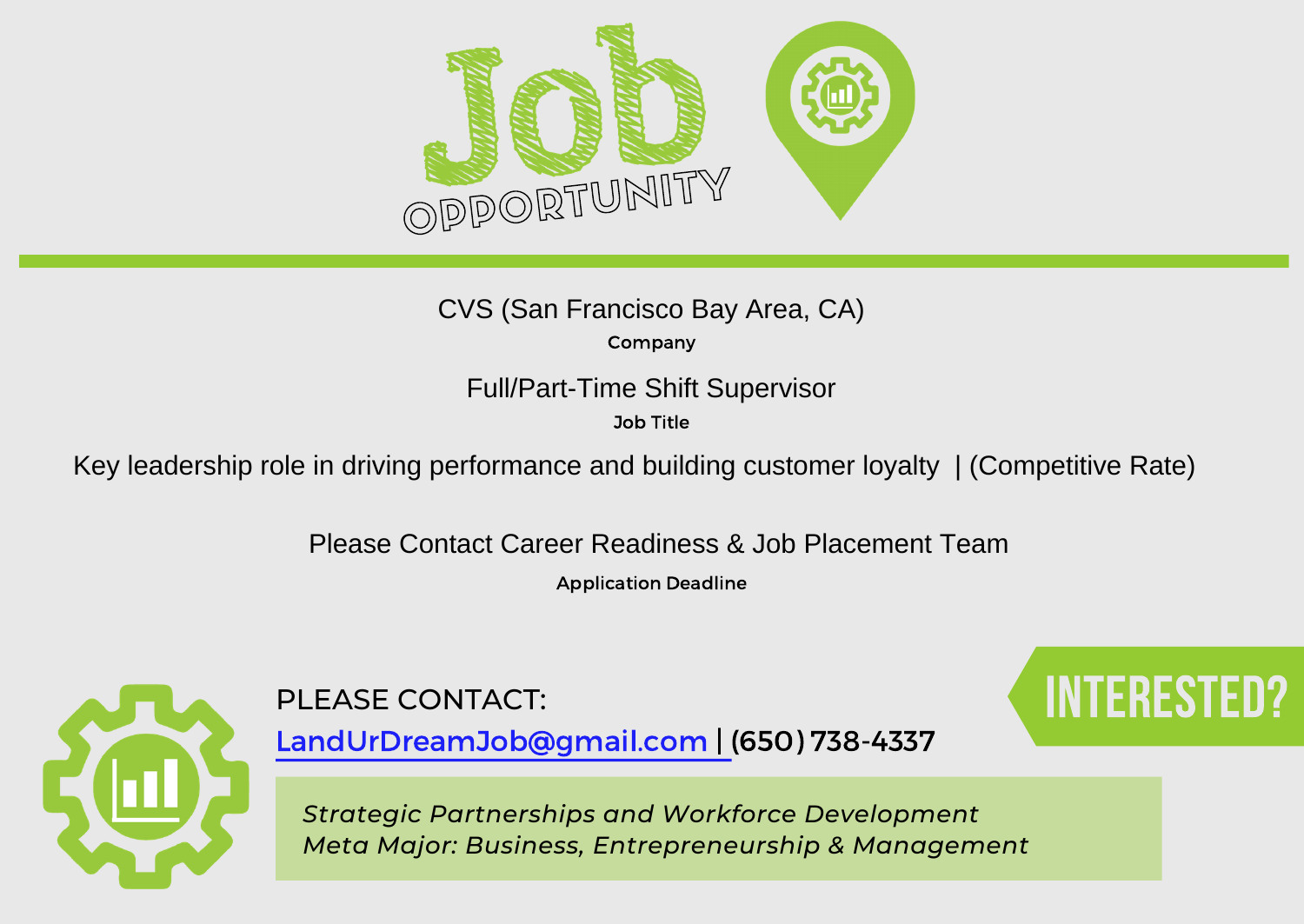# Job OPPORTUNITY

CVS (San Francisco Bay Area, CA)

**Company**

Full/Part-Time Shift Supervisor

**Job Title**

Key leadership role in driving performance and building customer loyalty | (Competitive Rate)

Please Contact Career Readiness & Job Placement Team

**Application Deadline**

**INTERESTED?**

PLEASE CONTACT:

LandUrDreamJob@gmail.com | (650) 738-4337

*Strategic Partnerships and Workforce Development*
*Meta Major: Business, Entrepreneurship & Management*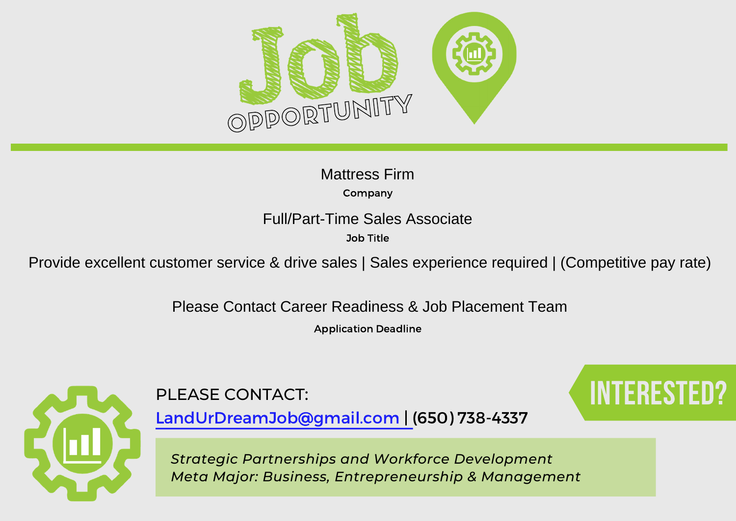# Job Opportunity

Mattress Firm

**Company**

Full/Part-Time Sales Associate

**Job Title**

Provide excellent customer service & drive sales | Sales experience required | (Competitive pay rate)

Please Contact Career Readiness & Job Placement Team

**Application Deadline**

## INTERESTED?

PLEASE CONTACT:

LandUrDreamJob@gmail.com | (650) 738-4337

*Strategic Partnerships and Workforce Development*
*Meta Major: Business, Entrepreneurship & Management*